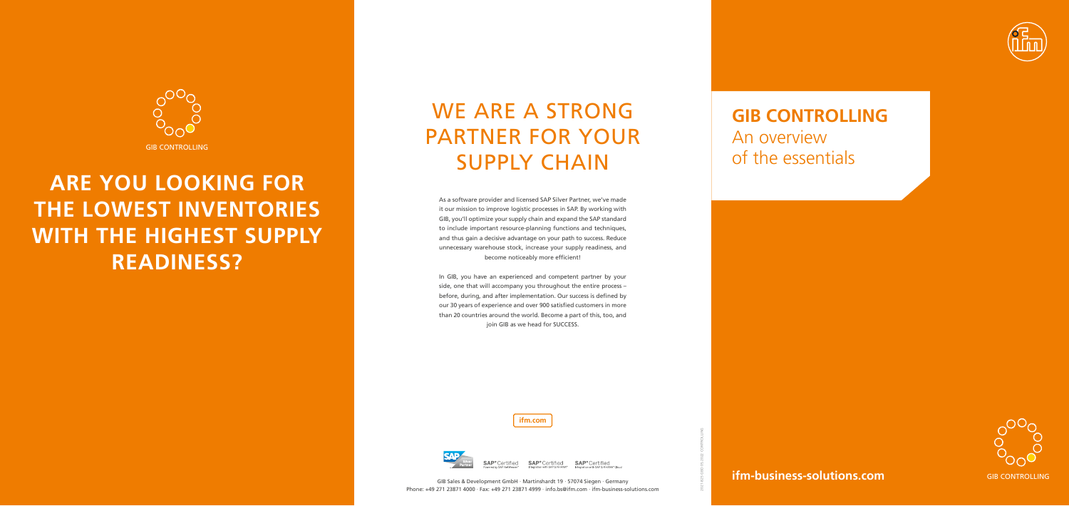GIB CONTROLLING

# ARE YOU LOOKING FOR THE LOWEST INVENTORIES WITH THE HIGHEST SUPPLY READINESS?

# WE ARE A STRONG PARTNER FOR YOUR SUPPLY CHAIN

As a software provider and licensed SAP Silver Partner, we've made it our mission to improve logistic processes in SAP. By working with GIB, you'll optimize your supply chain and expand the SAP standard to include important resource-planning functions and techniques, and thus gain a decisive advantage on your path to success. Reduce unnecessary warehouse stock, increase your supply readiness, and become noticeably more efficient!

In GIB, you have an experienced and competent partner by your side, one that will accompany you throughout the entire process – before, during, and after implementation. Our success is defined by our 30 years of experience and over 900 satisfied customers in more than 20 countries around the world. Become a part of this, too, and join GIB as we head for SUCCESS.

ifm.com

SAP® Certified Powered by SAP NetWeaver® · SAP® Certified Integration with SAP S/4HANA® · SAP® Certified Integration with SAP S/4HANA® Cloud

GIB Sales & Development GmbH · Martinshardt 19 · 57074 Siegen · Germany
Phone: +49 271 23871 4000 · Fax: +49 271 23871 4999 · info.bs@ifm.com · ifm-business-solutions.com

# GIB CONTROLLING

## An overview of the essentials

**ifm-business-solutions.com**

GIB CONTROLLING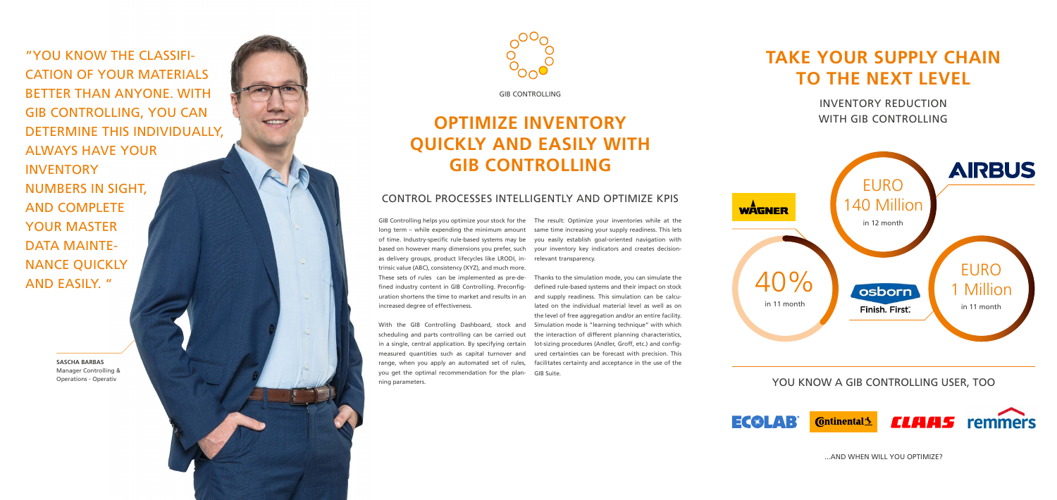"YOU KNOW THE CLASSIFI-CATION OF YOUR MATERIALS BETTER THAN ANYONE. WITH GIB CONTROLLING, YOU CAN DETERMINE THIS INDIVIDUALLY, ALWAYS HAVE YOUR INVENTORY NUMBERS IN SIGHT, AND COMPLETE YOUR MASTER DATA MAINTE-NANCE QUICKLY AND EASILY. "

**SASCHA BARBAS**
Manager Controlling & Operations - Operativ

GIB CONTROLLING

# OPTIMIZE INVENTORY QUICKLY AND EASILY WITH GIB CONTROLLING

## CONTROL PROCESSES INTELLIGENTLY AND OPTIMIZE KPIS

GIB Controlling helps you optimize your stock for the long term – while expending the minimum amount of time. Industry-specific rule-based systems may be based on however many dimensions you prefer, such as delivery groups, product lifecycles like LRODI, intrinsic value (ABC), consistency (XYZ), and much more. These sets of rules can be implemented as pre-defined industry content in GIB Controlling. Preconfiguration shortens the time to market and results in an increased degree of effectiveness.

With the GIB Controlling Dashboard, stock and scheduling and parts controlling can be carried out in a single, central application. By specifying certain measured quantities such as capital turnover and range, when you apply an automated set of rules, you get the optimal recommendation for the planning parameters.

The result: Optimize your inventories while at the same time increasing your supply readiness. This lets you easily establish goal-oriented navigation with your inventory key indicators and creates decision-relevant transparency.

Thanks to the simulation mode, you can simulate the defined rule-based systems and their impact on stock and supply readiness. This simulation can be calculated on the individual material level as well as on the level of free aggregation and/or an entire facility. Simulation mode is "learning technique" with which the interaction of different planning characteristics, lot-sizing procedures (Andler, Groff, etc.) and configured certainties can be forecast with precision. This facilitates certainty and acceptance in the use of the GIB Suite.

# TAKE YOUR SUPPLY CHAIN TO THE NEXT LEVEL

INVENTORY REDUCTION WITH GIB CONTROLLING

WAGNER
40%
in 11 month

AIRBUS
EURO
140 Million
in 12 month

osborn
Finish. First.
EURO
1 Million
in 11 month

## YOU KNOW A GIB CONTROLLING USER, TOO

ECOLAB Continental CLAAS remmers

...AND WHEN WILL YOU OPTIMIZE?